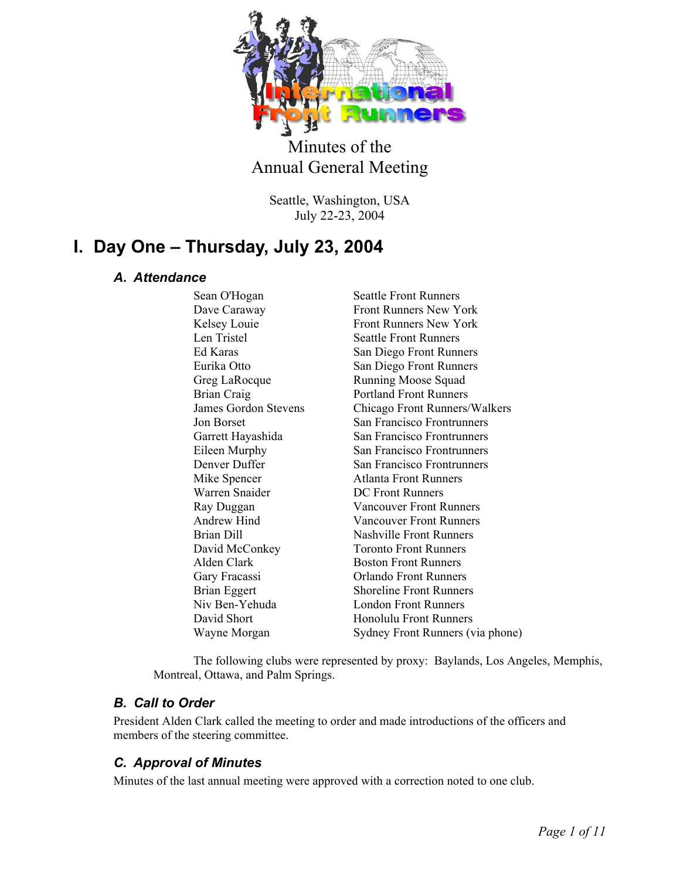Minutes of the
Annual General Meeting

Seattle, Washington, USA
July 22-23, 2004

# I. Day One – Thursday, July 23, 2004

## A. Attendance

| | |
|---|---|
| Sean O'Hogan | Seattle Front Runners |
| Dave Caraway | Front Runners New York |
| Kelsey Louie | Front Runners New York |
| Len Tristel | Seattle Front Runners |
| Ed Karas | San Diego Front Runners |
| Eurika Otto | San Diego Front Runners |
| Greg LaRocque | Running Moose Squad |
| Brian Craig | Portland Front Runners |
| James Gordon Stevens | Chicago Front Runners/Walkers |
| Jon Borset | San Francisco Frontrunners |
| Garrett Hayashida | San Francisco Frontrunners |
| Eileen Murphy | San Francisco Frontrunners |
| Denver Duffer | San Francisco Frontrunners |
| Mike Spencer | Atlanta Front Runners |
| Warren Snaider | DC Front Runners |
| Ray Duggan | Vancouver Front Runners |
| Andrew Hind | Vancouver Front Runners |
| Brian Dill | Nashville Front Runners |
| David McConkey | Toronto Front Runners |
| Alden Clark | Boston Front Runners |
| Gary Fracassi | Orlando Front Runners |
| Brian Eggert | Shoreline Front Runners |
| Niv Ben-Yehuda | London Front Runners |
| David Short | Honolulu Front Runners |
| Wayne Morgan | Sydney Front Runners (via phone) |

The following clubs were represented by proxy: Baylands, Los Angeles, Memphis, Montreal, Ottawa, and Palm Springs.

## B. Call to Order

President Alden Clark called the meeting to order and made introductions of the officers and members of the steering committee.

## C. Approval of Minutes

Minutes of the last annual meeting were approved with a correction noted to one club.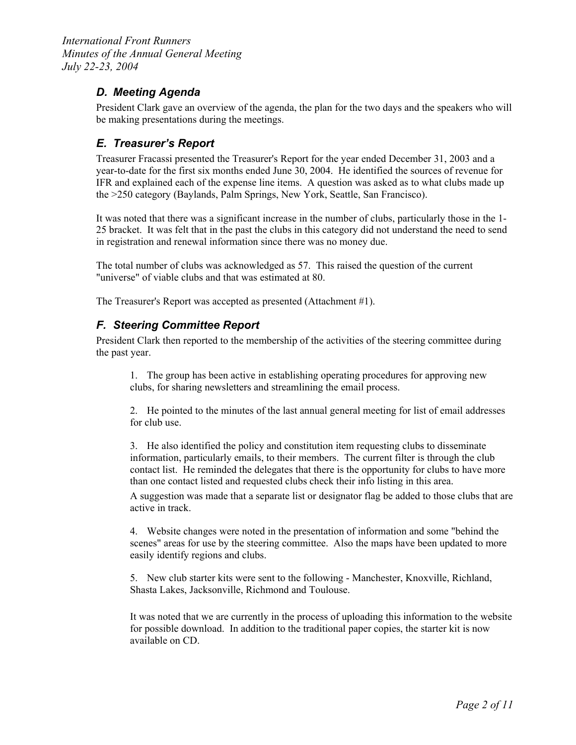### *D. Meeting Agenda*

President Clark gave an overview of the agenda, the plan for the two days and the speakers who will be making presentations during the meetings.

### *E. Treasurer's Report*

Treasurer Fracassi presented the Treasurer's Report for the year ended December 31, 2003 and a year-to-date for the first six months ended June 30, 2004. He identified the sources of revenue for IFR and explained each of the expense line items. A question was asked as to what clubs made up the >250 category (Baylands, Palm Springs, New York, Seattle, San Francisco).

It was noted that there was a significant increase in the number of clubs, particularly those in the 1-25 bracket. It was felt that in the past the clubs in this category did not understand the need to send in registration and renewal information since there was no money due.

The total number of clubs was acknowledged as 57. This raised the question of the current "universe" of viable clubs and that was estimated at 80.

The Treasurer's Report was accepted as presented (Attachment #1).

### *F. Steering Committee Report*

President Clark then reported to the membership of the activities of the steering committee during the past year.

1. The group has been active in establishing operating procedures for approving new clubs, for sharing newsletters and streamlining the email process.

2. He pointed to the minutes of the last annual general meeting for list of email addresses for club use.

3. He also identified the policy and constitution item requesting clubs to disseminate information, particularly emails, to their members. The current filter is through the club contact list. He reminded the delegates that there is the opportunity for clubs to have more than one contact listed and requested clubs check their info listing in this area.

   A suggestion was made that a separate list or designator flag be added to those clubs that are active in track.

4. Website changes were noted in the presentation of information and some "behind the scenes" areas for use by the steering committee. Also the maps have been updated to more easily identify regions and clubs.

5. New club starter kits were sent to the following - Manchester, Knoxville, Richland, Shasta Lakes, Jacksonville, Richmond and Toulouse.

   It was noted that we are currently in the process of uploading this information to the website for possible download. In addition to the traditional paper copies, the starter kit is now available on CD.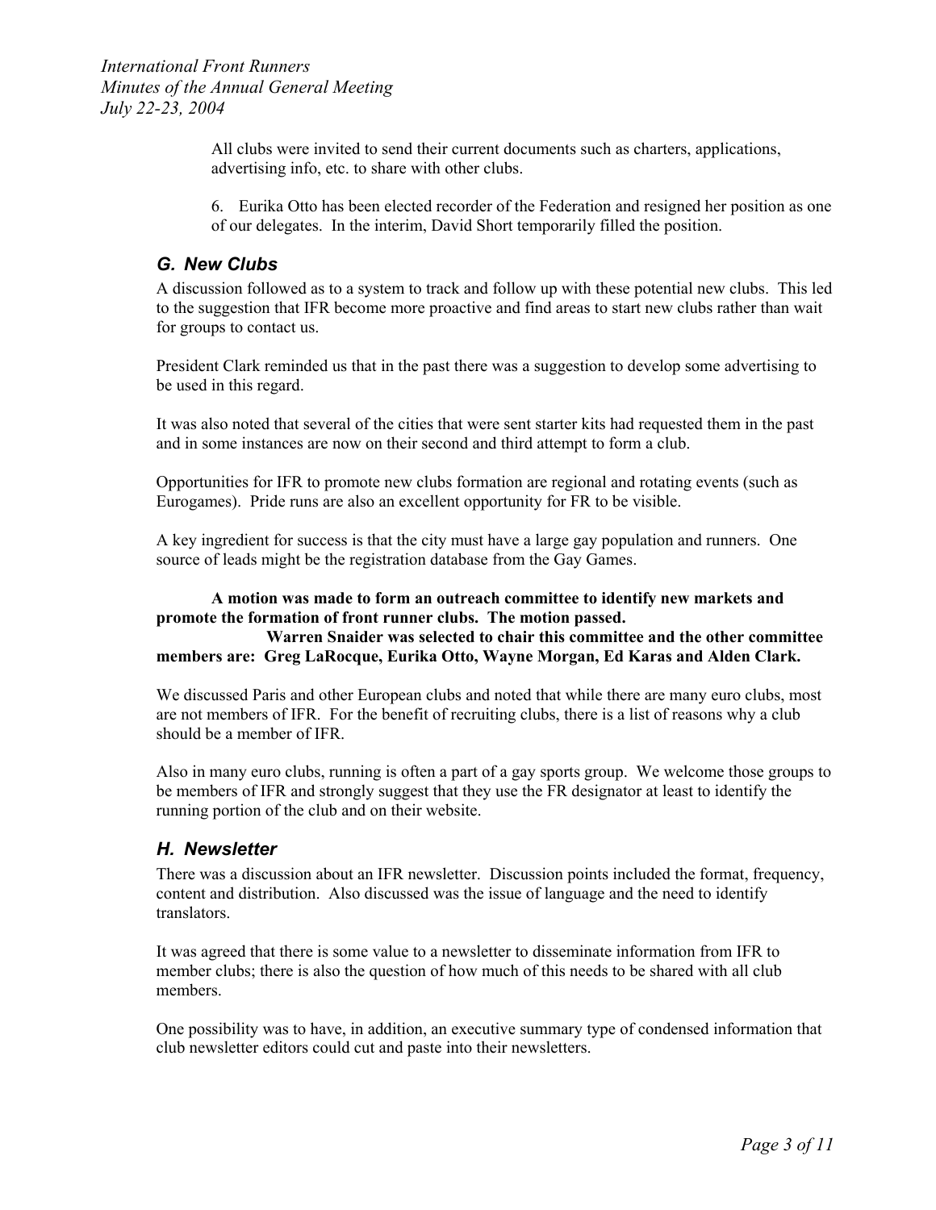All clubs were invited to send their current documents such as charters, applications, advertising info, etc. to share with other clubs.

6. Eurika Otto has been elected recorder of the Federation and resigned her position as one of our delegates. In the interim, David Short temporarily filled the position.

## *G. New Clubs*

A discussion followed as to a system to track and follow up with these potential new clubs. This led to the suggestion that IFR become more proactive and find areas to start new clubs rather than wait for groups to contact us.

President Clark reminded us that in the past there was a suggestion to develop some advertising to be used in this regard.

It was also noted that several of the cities that were sent starter kits had requested them in the past and in some instances are now on their second and third attempt to form a club.

Opportunities for IFR to promote new clubs formation are regional and rotating events (such as Eurogames). Pride runs are also an excellent opportunity for FR to be visible.

A key ingredient for success is that the city must have a large gay population and runners. One source of leads might be the registration database from the Gay Games.

**A motion was made to form an outreach committee to identify new markets and promote the formation of front runner clubs. The motion passed.**

**Warren Snaider was selected to chair this committee and the other committee members are: Greg LaRocque, Eurika Otto, Wayne Morgan, Ed Karas and Alden Clark.**

We discussed Paris and other European clubs and noted that while there are many euro clubs, most are not members of IFR. For the benefit of recruiting clubs, there is a list of reasons why a club should be a member of IFR.

Also in many euro clubs, running is often a part of a gay sports group. We welcome those groups to be members of IFR and strongly suggest that they use the FR designator at least to identify the running portion of the club and on their website.

## *H. Newsletter*

There was a discussion about an IFR newsletter. Discussion points included the format, frequency, content and distribution. Also discussed was the issue of language and the need to identify translators.

It was agreed that there is some value to a newsletter to disseminate information from IFR to member clubs; there is also the question of how much of this needs to be shared with all club members.

One possibility was to have, in addition, an executive summary type of condensed information that club newsletter editors could cut and paste into their newsletters.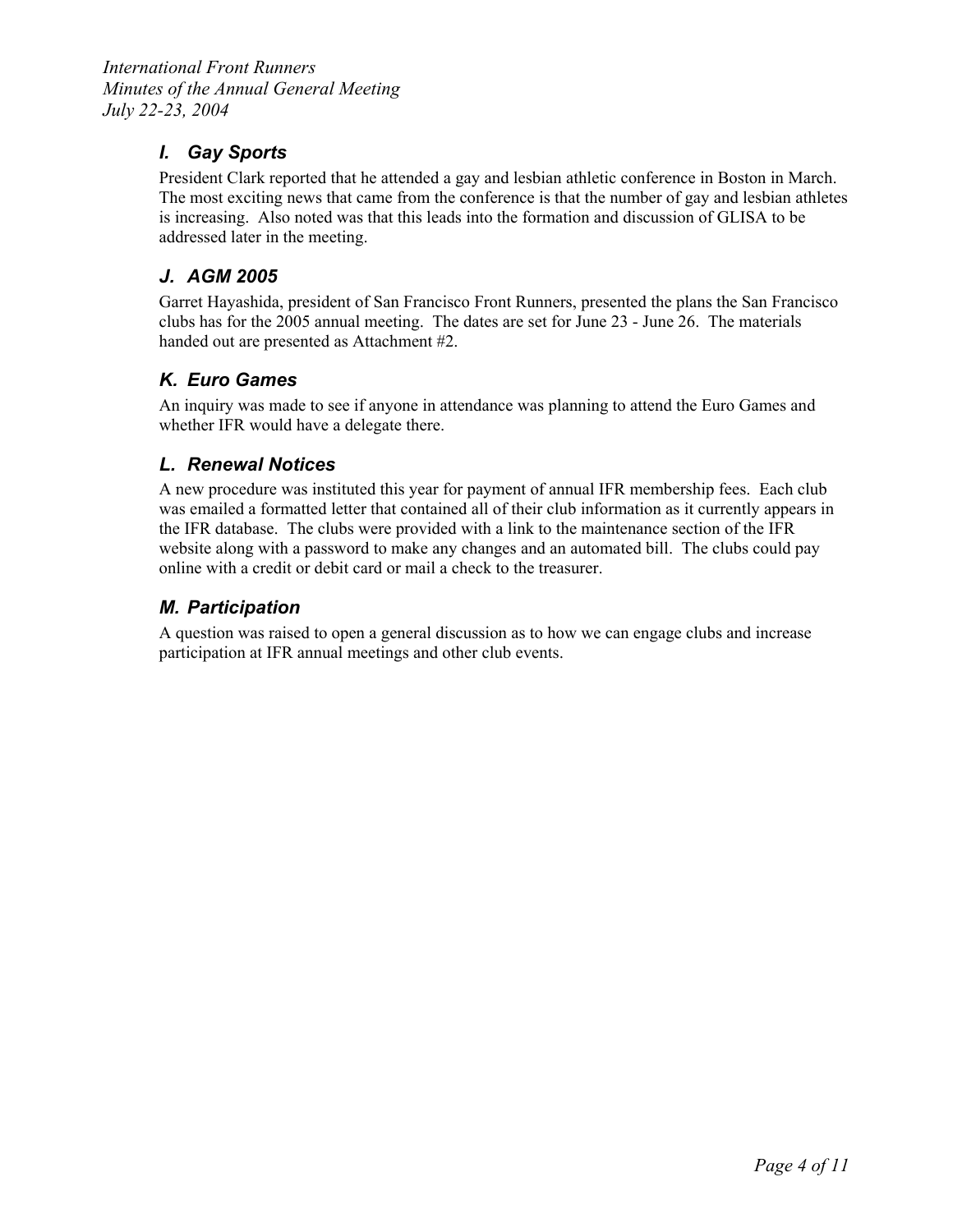## I. Gay Sports

President Clark reported that he attended a gay and lesbian athletic conference in Boston in March. The most exciting news that came from the conference is that the number of gay and lesbian athletes is increasing. Also noted was that this leads into the formation and discussion of GLISA to be addressed later in the meeting.

## J. AGM 2005

Garret Hayashida, president of San Francisco Front Runners, presented the plans the San Francisco clubs has for the 2005 annual meeting. The dates are set for June 23 - June 26. The materials handed out are presented as Attachment #2.

## K. Euro Games

An inquiry was made to see if anyone in attendance was planning to attend the Euro Games and whether IFR would have a delegate there.

## L. Renewal Notices

A new procedure was instituted this year for payment of annual IFR membership fees. Each club was emailed a formatted letter that contained all of their club information as it currently appears in the IFR database. The clubs were provided with a link to the maintenance section of the IFR website along with a password to make any changes and an automated bill. The clubs could pay online with a credit or debit card or mail a check to the treasurer.

## M. Participation

A question was raised to open a general discussion as to how we can engage clubs and increase participation at IFR annual meetings and other club events.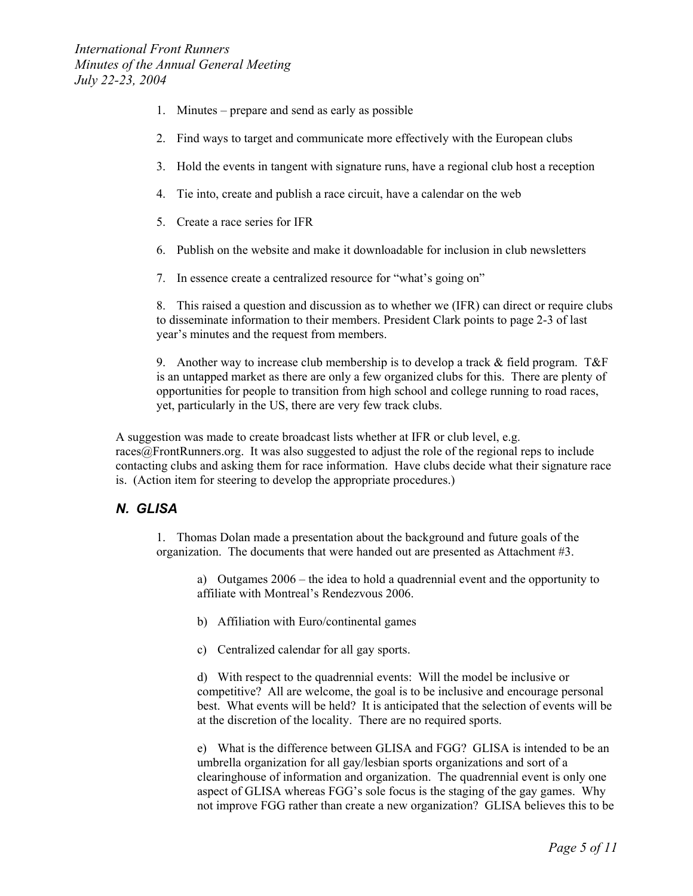1. Minutes – prepare and send as early as possible

2. Find ways to target and communicate more effectively with the European clubs

3. Hold the events in tangent with signature runs, have a regional club host a reception

4. Tie into, create and publish a race circuit, have a calendar on the web

5. Create a race series for IFR

6. Publish on the website and make it downloadable for inclusion in club newsletters

7. In essence create a centralized resource for "what's going on"

8. This raised a question and discussion as to whether we (IFR) can direct or require clubs to disseminate information to their members. President Clark points to page 2-3 of last year's minutes and the request from members.

9. Another way to increase club membership is to develop a track & field program. T&F is an untapped market as there are only a few organized clubs for this. There are plenty of opportunities for people to transition from high school and college running to road races, yet, particularly in the US, there are very few track clubs.

A suggestion was made to create broadcast lists whether at IFR or club level, e.g. races@FrontRunners.org. It was also suggested to adjust the role of the regional reps to include contacting clubs and asking them for race information. Have clubs decide what their signature race is. (Action item for steering to develop the appropriate procedures.)

## N. GLISA

1. Thomas Dolan made a presentation about the background and future goals of the organization. The documents that were handed out are presented as Attachment #3.

   a) Outgames 2006 – the idea to hold a quadrennial event and the opportunity to affiliate with Montreal's Rendezvous 2006.

   b) Affiliation with Euro/continental games

   c) Centralized calendar for all gay sports.

   d) With respect to the quadrennial events: Will the model be inclusive or competitive? All are welcome, the goal is to be inclusive and encourage personal best. What events will be held? It is anticipated that the selection of events will be at the discretion of the locality. There are no required sports.

   e) What is the difference between GLISA and FGG? GLISA is intended to be an umbrella organization for all gay/lesbian sports organizations and sort of a clearinghouse of information and organization. The quadrennial event is only one aspect of GLISA whereas FGG's sole focus is the staging of the gay games. Why not improve FGG rather than create a new organization? GLISA believes this to be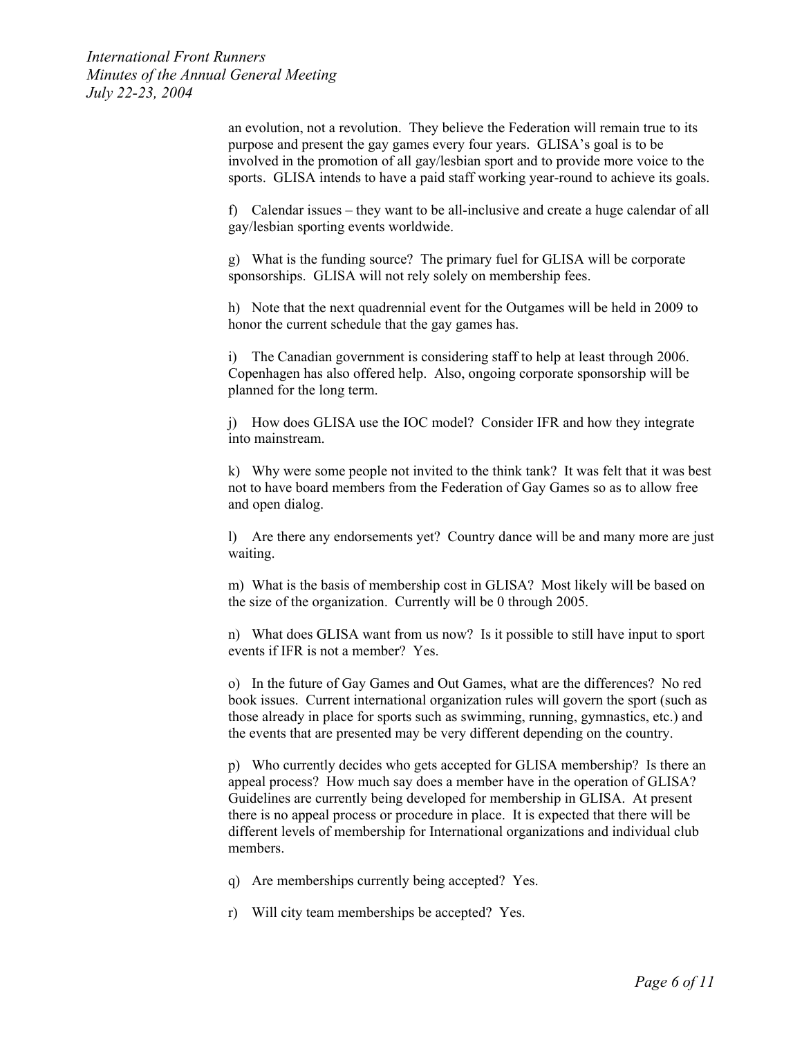an evolution, not a revolution. They believe the Federation will remain true to its purpose and present the gay games every four years. GLISA's goal is to be involved in the promotion of all gay/lesbian sport and to provide more voice to the sports. GLISA intends to have a paid staff working year-round to achieve its goals.

f) Calendar issues – they want to be all-inclusive and create a huge calendar of all gay/lesbian sporting events worldwide.

g) What is the funding source? The primary fuel for GLISA will be corporate sponsorships. GLISA will not rely solely on membership fees.

h) Note that the next quadrennial event for the Outgames will be held in 2009 to honor the current schedule that the gay games has.

i) The Canadian government is considering staff to help at least through 2006. Copenhagen has also offered help. Also, ongoing corporate sponsorship will be planned for the long term.

j) How does GLISA use the IOC model? Consider IFR and how they integrate into mainstream.

k) Why were some people not invited to the think tank? It was felt that it was best not to have board members from the Federation of Gay Games so as to allow free and open dialog.

l) Are there any endorsements yet? Country dance will be and many more are just waiting.

m) What is the basis of membership cost in GLISA? Most likely will be based on the size of the organization. Currently will be 0 through 2005.

n) What does GLISA want from us now? Is it possible to still have input to sport events if IFR is not a member? Yes.

o) In the future of Gay Games and Out Games, what are the differences? No red book issues. Current international organization rules will govern the sport (such as those already in place for sports such as swimming, running, gymnastics, etc.) and the events that are presented may be very different depending on the country.

p) Who currently decides who gets accepted for GLISA membership? Is there an appeal process? How much say does a member have in the operation of GLISA? Guidelines are currently being developed for membership in GLISA. At present there is no appeal process or procedure in place. It is expected that there will be different levels of membership for International organizations and individual club members.

q) Are memberships currently being accepted? Yes.

r) Will city team memberships be accepted? Yes.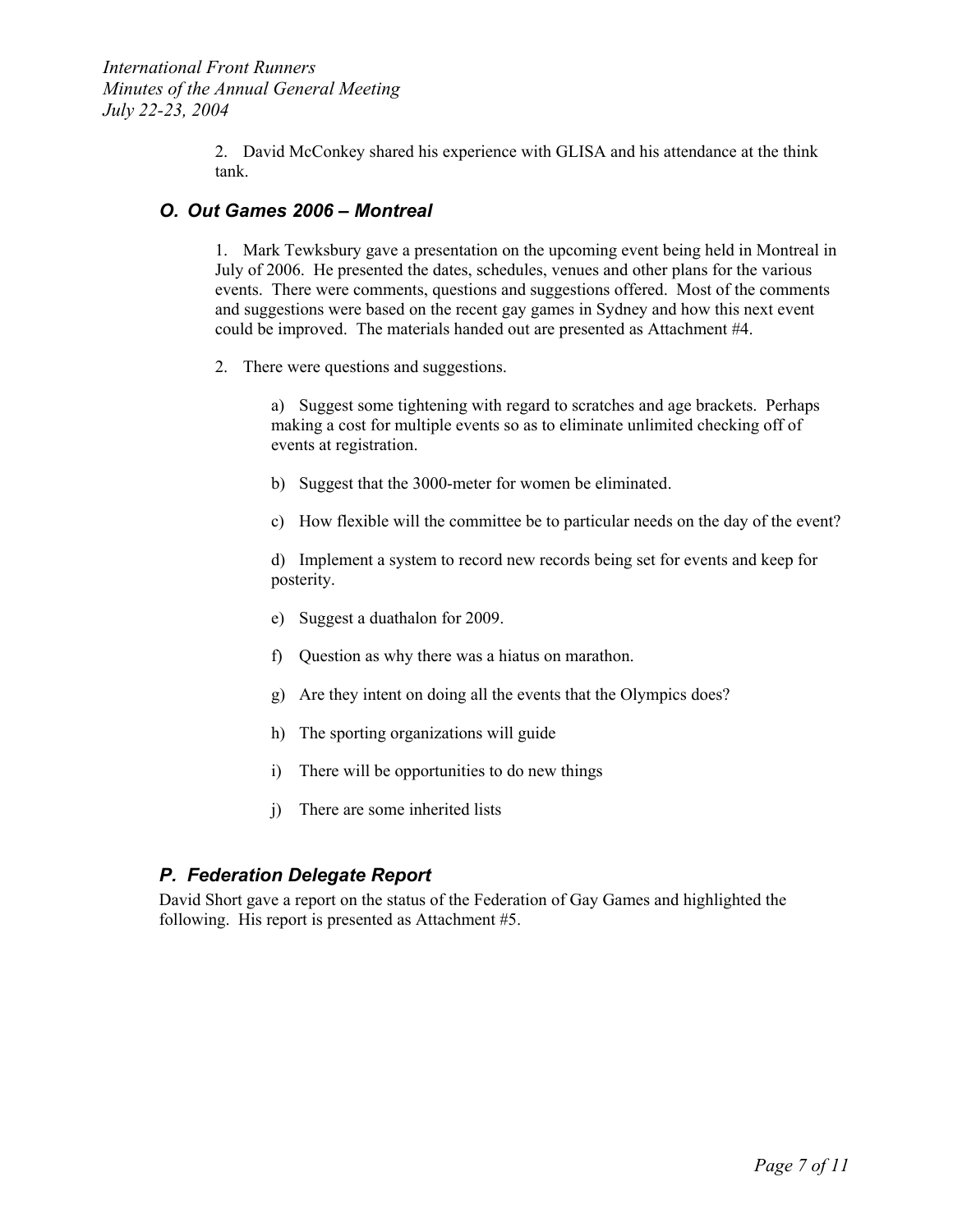2. David McConkey shared his experience with GLISA and his attendance at the think tank.

## *O. Out Games 2006 – Montreal*

1. Mark Tewksbury gave a presentation on the upcoming event being held in Montreal in July of 2006. He presented the dates, schedules, venues and other plans for the various events. There were comments, questions and suggestions offered. Most of the comments and suggestions were based on the recent gay games in Sydney and how this next event could be improved. The materials handed out are presented as Attachment #4.

2. There were questions and suggestions.

   a) Suggest some tightening with regard to scratches and age brackets. Perhaps making a cost for multiple events so as to eliminate unlimited checking off of events at registration.

   b) Suggest that the 3000-meter for women be eliminated.

   c) How flexible will the committee be to particular needs on the day of the event?

   d) Implement a system to record new records being set for events and keep for posterity.

   e) Suggest a duathalon for 2009.

   f) Question as why there was a hiatus on marathon.

   g) Are they intent on doing all the events that the Olympics does?

   h) The sporting organizations will guide

   i) There will be opportunities to do new things

   j) There are some inherited lists

## *P. Federation Delegate Report*

David Short gave a report on the status of the Federation of Gay Games and highlighted the following. His report is presented as Attachment #5.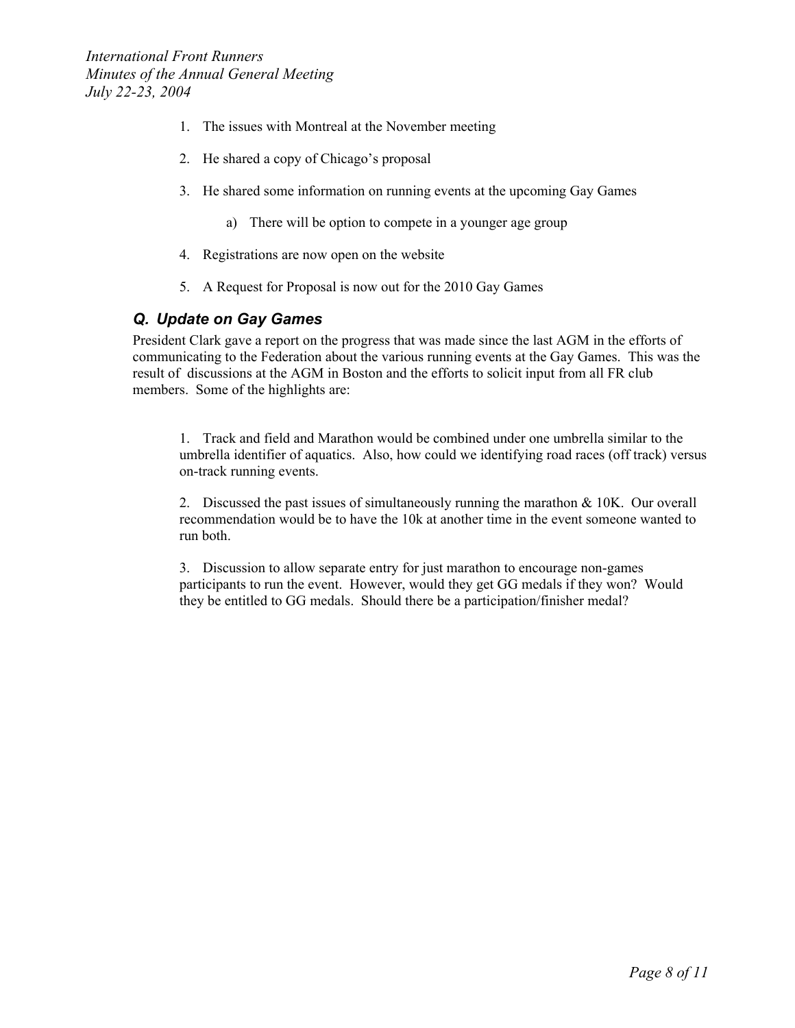1. The issues with Montreal at the November meeting

2. He shared a copy of Chicago's proposal

3. He shared some information on running events at the upcoming Gay Games

    a) There will be option to compete in a younger age group

4. Registrations are now open on the website

5. A Request for Proposal is now out for the 2010 Gay Games

### *Q. Update on Gay Games*

President Clark gave a report on the progress that was made since the last AGM in the efforts of communicating to the Federation about the various running events at the Gay Games. This was the result of discussions at the AGM in Boston and the efforts to solicit input from all FR club members. Some of the highlights are:

1. Track and field and Marathon would be combined under one umbrella similar to the umbrella identifier of aquatics. Also, how could we identifying road races (off track) versus on-track running events.

2. Discussed the past issues of simultaneously running the marathon & 10K. Our overall recommendation would be to have the 10k at another time in the event someone wanted to run both.

3. Discussion to allow separate entry for just marathon to encourage non-games participants to run the event. However, would they get GG medals if they won? Would they be entitled to GG medals. Should there be a participation/finisher medal?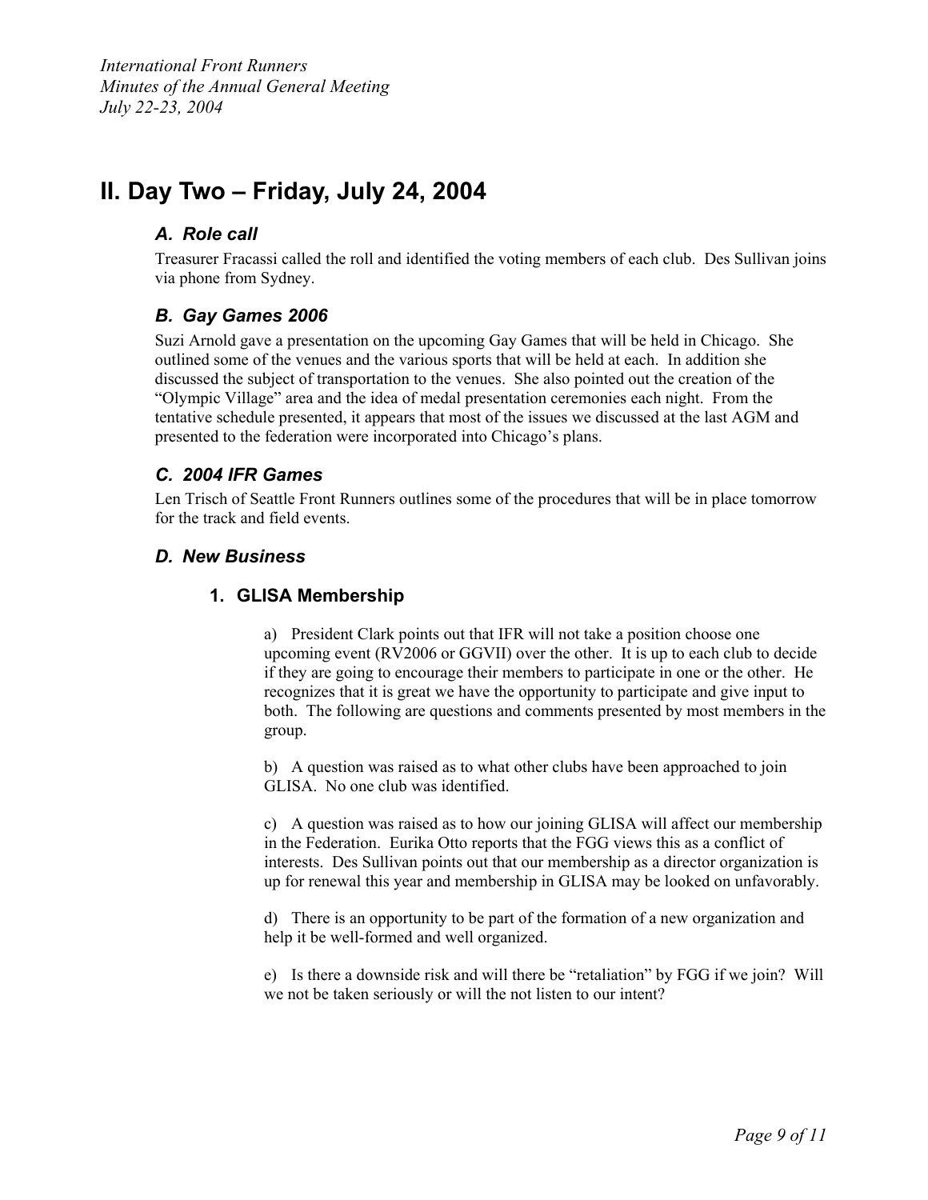# II. Day Two – Friday, July 24, 2004

### A. Role call

Treasurer Fracassi called the roll and identified the voting members of each club. Des Sullivan joins via phone from Sydney.

### B. Gay Games 2006

Suzi Arnold gave a presentation on the upcoming Gay Games that will be held in Chicago. She outlined some of the venues and the various sports that will be held at each. In addition she discussed the subject of transportation to the venues. She also pointed out the creation of the "Olympic Village" area and the idea of medal presentation ceremonies each night. From the tentative schedule presented, it appears that most of the issues we discussed at the last AGM and presented to the federation were incorporated into Chicago's plans.

### C. 2004 IFR Games

Len Trisch of Seattle Front Runners outlines some of the procedures that will be in place tomorrow for the track and field events.

### D. New Business

#### 1. GLISA Membership

a) President Clark points out that IFR will not take a position choose one upcoming event (RV2006 or GGVII) over the other. It is up to each club to decide if they are going to encourage their members to participate in one or the other. He recognizes that it is great we have the opportunity to participate and give input to both. The following are questions and comments presented by most members in the group.

b) A question was raised as to what other clubs have been approached to join GLISA. No one club was identified.

c) A question was raised as to how our joining GLISA will affect our membership in the Federation. Eurika Otto reports that the FGG views this as a conflict of interests. Des Sullivan points out that our membership as a director organization is up for renewal this year and membership in GLISA may be looked on unfavorably.

d) There is an opportunity to be part of the formation of a new organization and help it be well-formed and well organized.

e) Is there a downside risk and will there be "retaliation" by FGG if we join? Will we not be taken seriously or will the not listen to our intent?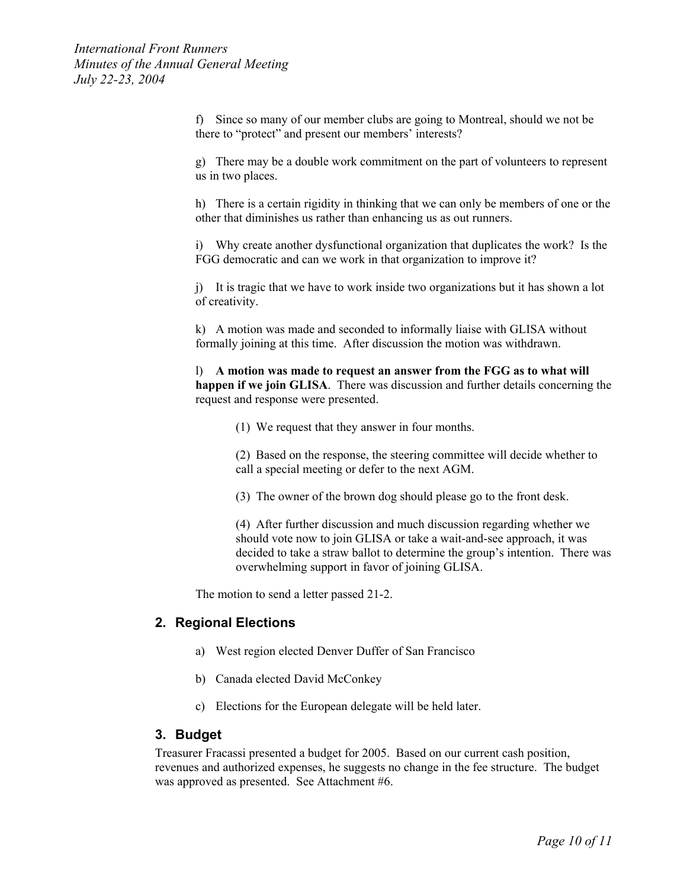f) Since so many of our member clubs are going to Montreal, should we not be there to "protect" and present our members' interests?

g) There may be a double work commitment on the part of volunteers to represent us in two places.

h) There is a certain rigidity in thinking that we can only be members of one or the other that diminishes us rather than enhancing us as out runners.

i) Why create another dysfunctional organization that duplicates the work? Is the FGG democratic and can we work in that organization to improve it?

j) It is tragic that we have to work inside two organizations but it has shown a lot of creativity.

k) A motion was made and seconded to informally liaise with GLISA without formally joining at this time. After discussion the motion was withdrawn.

l) **A motion was made to request an answer from the FGG as to what will happen if we join GLISA**. There was discussion and further details concerning the request and response were presented.

> (1) We request that they answer in four months.
>
> (2) Based on the response, the steering committee will decide whether to call a special meeting or defer to the next AGM.
>
> (3) The owner of the brown dog should please go to the front desk.
>
> (4) After further discussion and much discussion regarding whether we should vote now to join GLISA or take a wait-and-see approach, it was decided to take a straw ballot to determine the group's intention. There was overwhelming support in favor of joining GLISA.

The motion to send a letter passed 21-2.

## 2. Regional Elections

a) West region elected Denver Duffer of San Francisco

b) Canada elected David McConkey

c) Elections for the European delegate will be held later.

## 3. Budget

Treasurer Fracassi presented a budget for 2005. Based on our current cash position, revenues and authorized expenses, he suggests no change in the fee structure. The budget was approved as presented. See Attachment #6.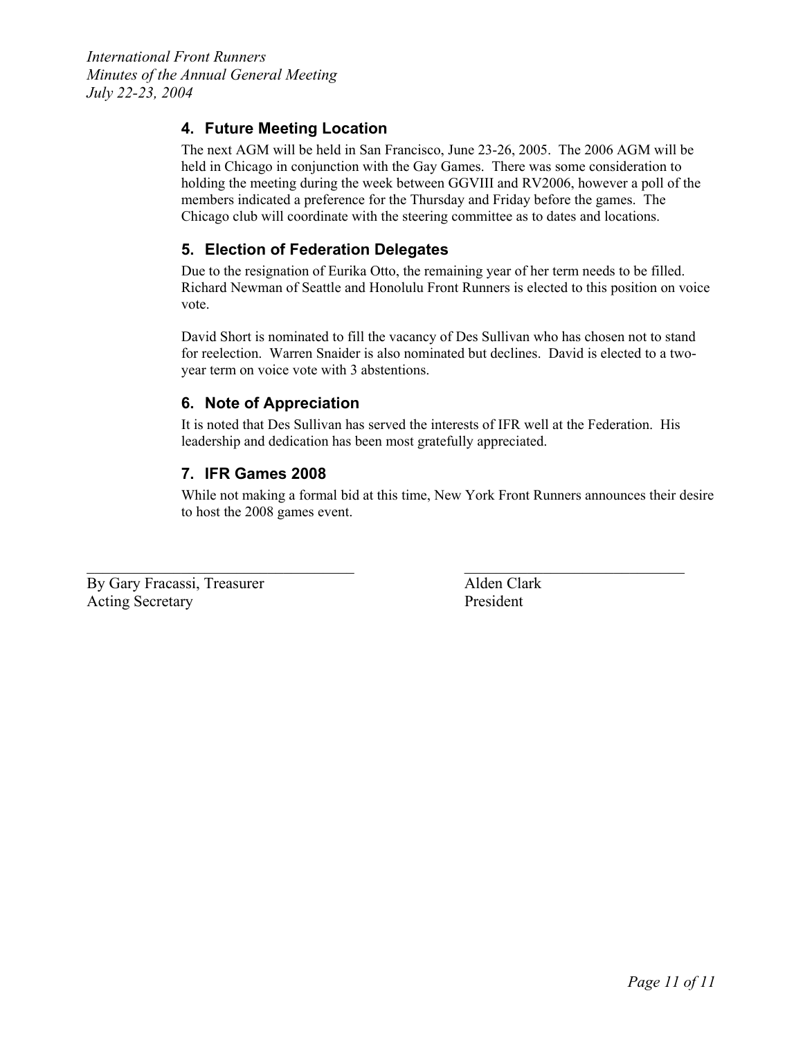## 4. Future Meeting Location

The next AGM will be held in San Francisco, June 23-26, 2005. The 2006 AGM will be held in Chicago in conjunction with the Gay Games. There was some consideration to holding the meeting during the week between GGVIII and RV2006, however a poll of the members indicated a preference for the Thursday and Friday before the games. The Chicago club will coordinate with the steering committee as to dates and locations.

## 5. Election of Federation Delegates

Due to the resignation of Eurika Otto, the remaining year of her term needs to be filled. Richard Newman of Seattle and Honolulu Front Runners is elected to this position on voice vote.

David Short is nominated to fill the vacancy of Des Sullivan who has chosen not to stand for reelection. Warren Snaider is also nominated but declines. David is elected to a two-year term on voice vote with 3 abstentions.

## 6. Note of Appreciation

It is noted that Des Sullivan has served the interests of IFR well at the Federation. His leadership and dedication has been most gratefully appreciated.

## 7. IFR Games 2008

While not making a formal bid at this time, New York Front Runners announces their desire to host the 2008 games event.

By Gary Fracassi, Treasurer
Acting Secretary

Alden Clark
President